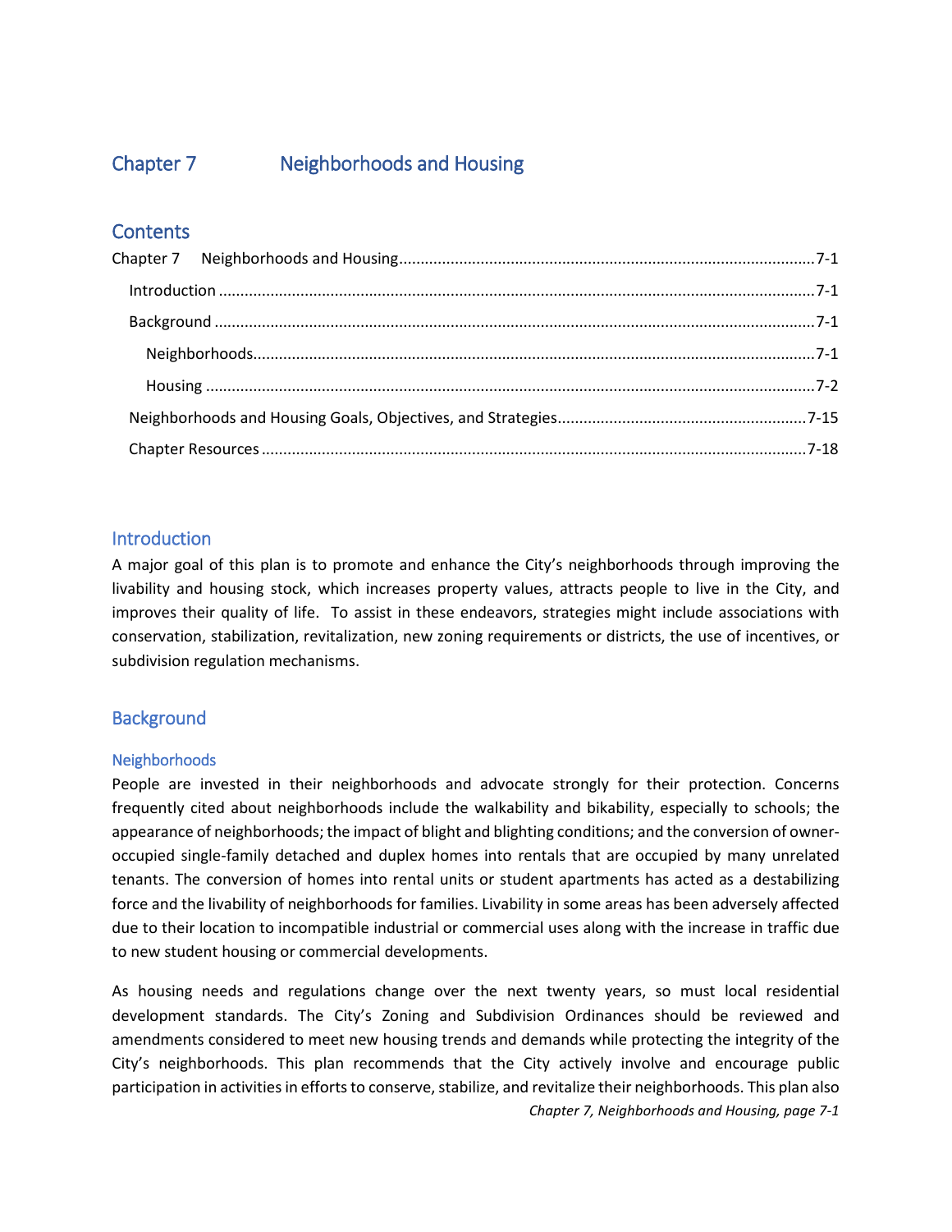# Chapter 7 Neighborhoods and Housing

## Contents

Chapter 7 Neighborhoods and Housing ....................................................................................7-1

- Introduction ....................................................................................7-1
- Background ....................................................................................7-1
  - Neighborhoods....................................................................................7-1
  - Housing ....................................................................................7-2
- Neighborhoods and Housing Goals, Objectives, and Strategies....................................................................................7-15
- Chapter Resources ....................................................................................7-18

## Introduction

A major goal of this plan is to promote and enhance the City's neighborhoods through improving the livability and housing stock, which increases property values, attracts people to live in the City, and improves their quality of life. To assist in these endeavors, strategies might include associations with conservation, stabilization, revitalization, new zoning requirements or districts, the use of incentives, or subdivision regulation mechanisms.

## Background

### Neighborhoods

People are invested in their neighborhoods and advocate strongly for their protection. Concerns frequently cited about neighborhoods include the walkability and bikability, especially to schools; the appearance of neighborhoods; the impact of blight and blighting conditions; and the conversion of owner-occupied single-family detached and duplex homes into rentals that are occupied by many unrelated tenants. The conversion of homes into rental units or student apartments has acted as a destabilizing force and the livability of neighborhoods for families. Livability in some areas has been adversely affected due to their location to incompatible industrial or commercial uses along with the increase in traffic due to new student housing or commercial developments.

As housing needs and regulations change over the next twenty years, so must local residential development standards. The City's Zoning and Subdivision Ordinances should be reviewed and amendments considered to meet new housing trends and demands while protecting the integrity of the City's neighborhoods. This plan recommends that the City actively involve and encourage public participation in activities in efforts to conserve, stabilize, and revitalize their neighborhoods. This plan also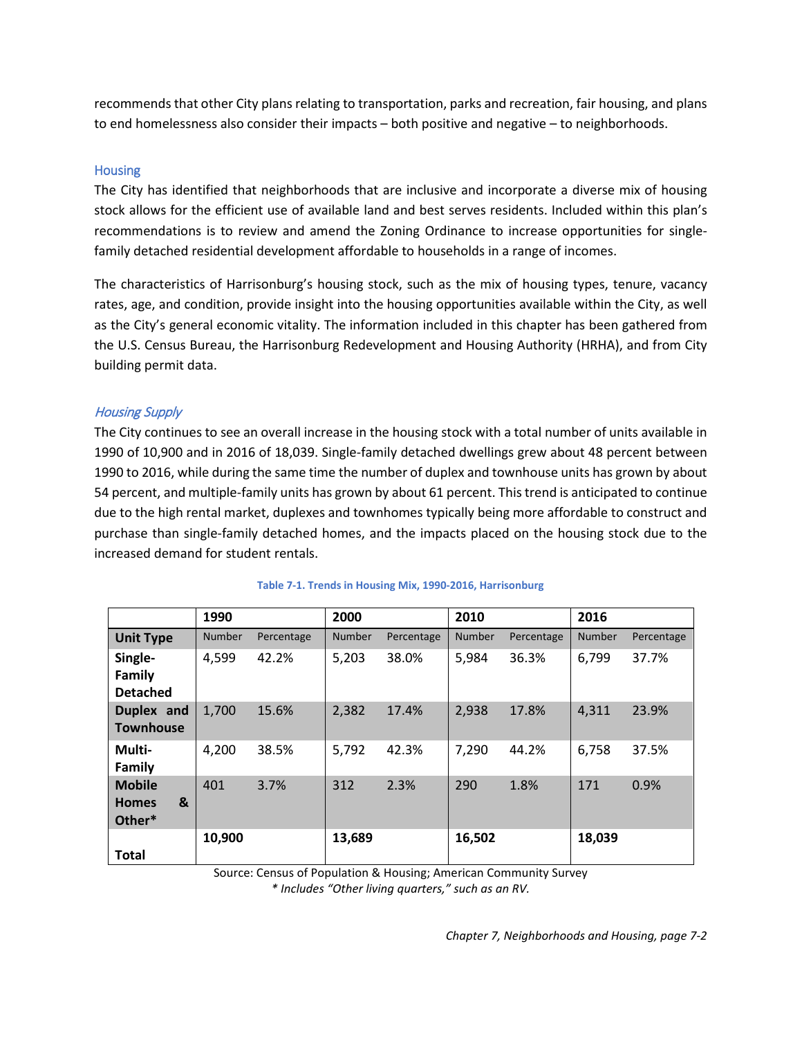recommends that other City plans relating to transportation, parks and recreation, fair housing, and plans to end homelessness also consider their impacts – both positive and negative – to neighborhoods.

## Housing

The City has identified that neighborhoods that are inclusive and incorporate a diverse mix of housing stock allows for the efficient use of available land and best serves residents. Included within this plan's recommendations is to review and amend the Zoning Ordinance to increase opportunities for single-family detached residential development affordable to households in a range of incomes.

The characteristics of Harrisonburg's housing stock, such as the mix of housing types, tenure, vacancy rates, age, and condition, provide insight into the housing opportunities available within the City, as well as the City's general economic vitality. The information included in this chapter has been gathered from the U.S. Census Bureau, the Harrisonburg Redevelopment and Housing Authority (HRHA), and from City building permit data.

### *Housing Supply*

The City continues to see an overall increase in the housing stock with a total number of units available in 1990 of 10,900 and in 2016 of 18,039. Single-family detached dwellings grew about 48 percent between 1990 to 2016, while during the same time the number of duplex and townhouse units has grown by about 54 percent, and multiple-family units has grown by about 61 percent. This trend is anticipated to continue due to the high rental market, duplexes and townhomes typically being more affordable to construct and purchase than single-family detached homes, and the impacts placed on the housing stock due to the increased demand for student rentals.

**Table 7-1. Trends in Housing Mix, 1990-2016, Harrisonburg**

| | 1990 | | 2000 | | 2010 | | 2016 | |
|---|---|---|---|---|---|---|---|---|
| **Unit Type** | Number | Percentage | Number | Percentage | Number | Percentage | Number | Percentage |
| **Single-Family Detached** | 4,599 | 42.2% | 5,203 | 38.0% | 5,984 | 36.3% | 6,799 | 37.7% |
| **Duplex and Townhouse** | 1,700 | 15.6% | 2,382 | 17.4% | 2,938 | 17.8% | 4,311 | 23.9% |
| **Multi-Family** | 4,200 | 38.5% | 5,792 | 42.3% | 7,290 | 44.2% | 6,758 | 37.5% |
| **Mobile Homes & Other*** | 401 | 3.7% | 312 | 2.3% | 290 | 1.8% | 171 | 0.9% |
| **Total** | **10,900** | | **13,689** | | **16,502** | | **18,039** | |

Source: Census of Population & Housing; American Community Survey

*\* Includes "Other living quarters," such as an RV.*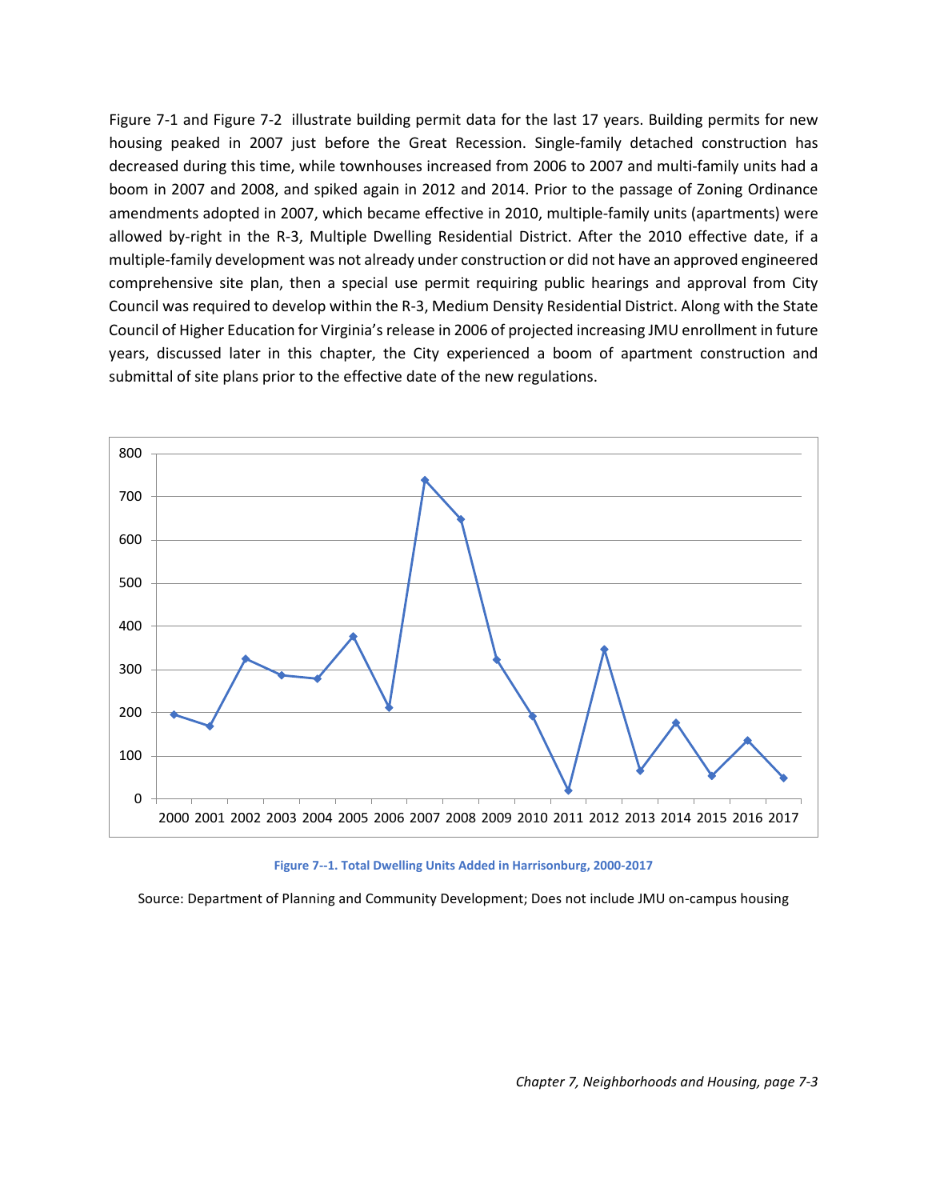Figure 7-1 and Figure 7-2 illustrate building permit data for the last 17 years. Building permits for new housing peaked in 2007 just before the Great Recession. Single-family detached construction has decreased during this time, while townhouses increased from 2006 to 2007 and multi-family units had a boom in 2007 and 2008, and spiked again in 2012 and 2014. Prior to the passage of Zoning Ordinance amendments adopted in 2007, which became effective in 2010, multiple-family units (apartments) were allowed by-right in the R-3, Multiple Dwelling Residential District. After the 2010 effective date, if a multiple-family development was not already under construction or did not have an approved engineered comprehensive site plan, then a special use permit requiring public hearings and approval from City Council was required to develop within the R-3, Medium Density Residential District. Along with the State Council of Higher Education for Virginia's release in 2006 of projected increasing JMU enrollment in future years, discussed later in this chapter, the City experienced a boom of apartment construction and submittal of site plans prior to the effective date of the new regulations.

**Figure 7--1. Total Dwelling Units Added in Harrisonburg, 2000-2017**

Source: Department of Planning and Community Development; Does not include JMU on-campus housing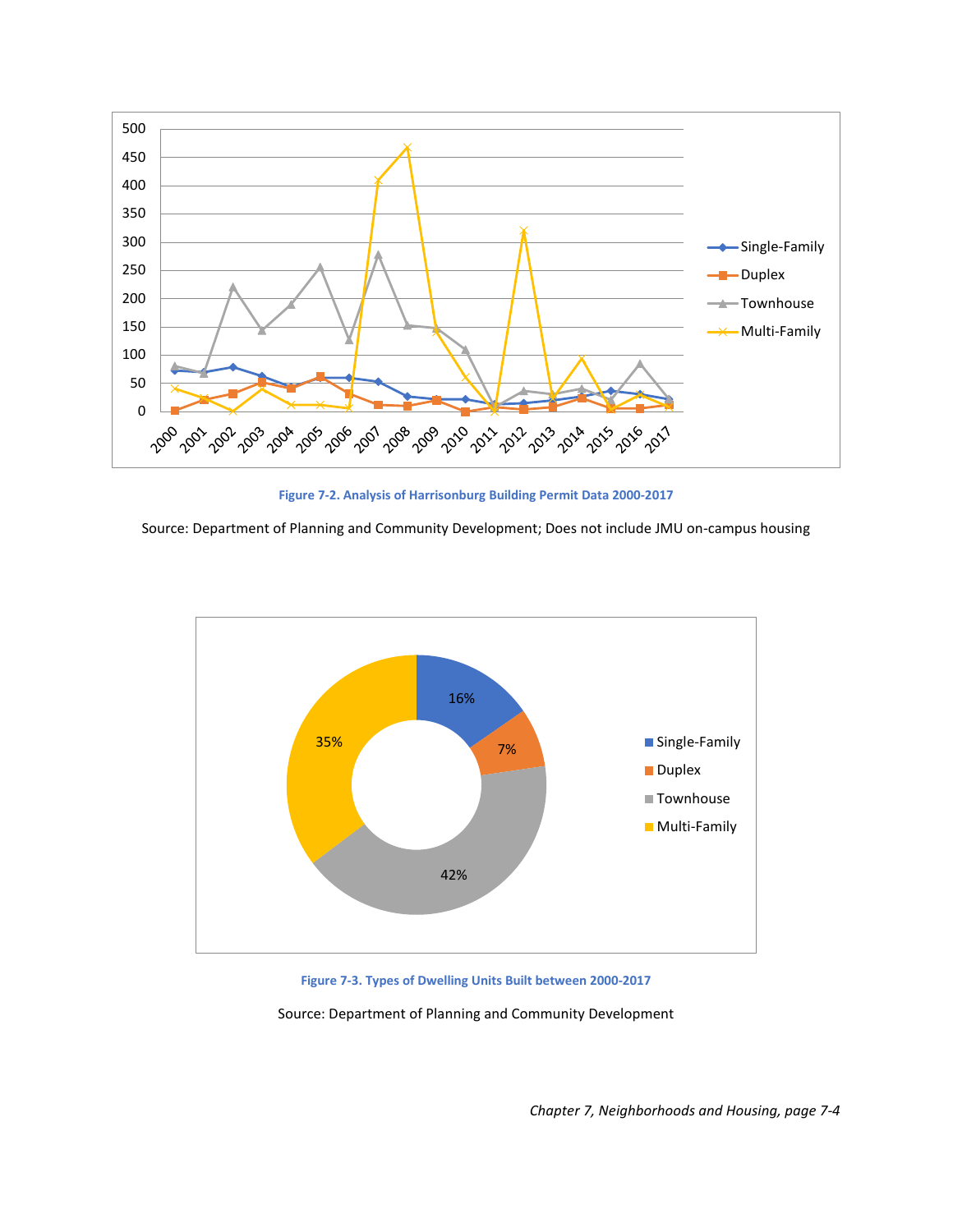**Figure 7-2. Analysis of Harrisonburg Building Permit Data 2000-2017**

Source: Department of Planning and Community Development; Does not include JMU on-campus housing

**Figure 7-3. Types of Dwelling Units Built between 2000-2017**

Source: Department of Planning and Community Development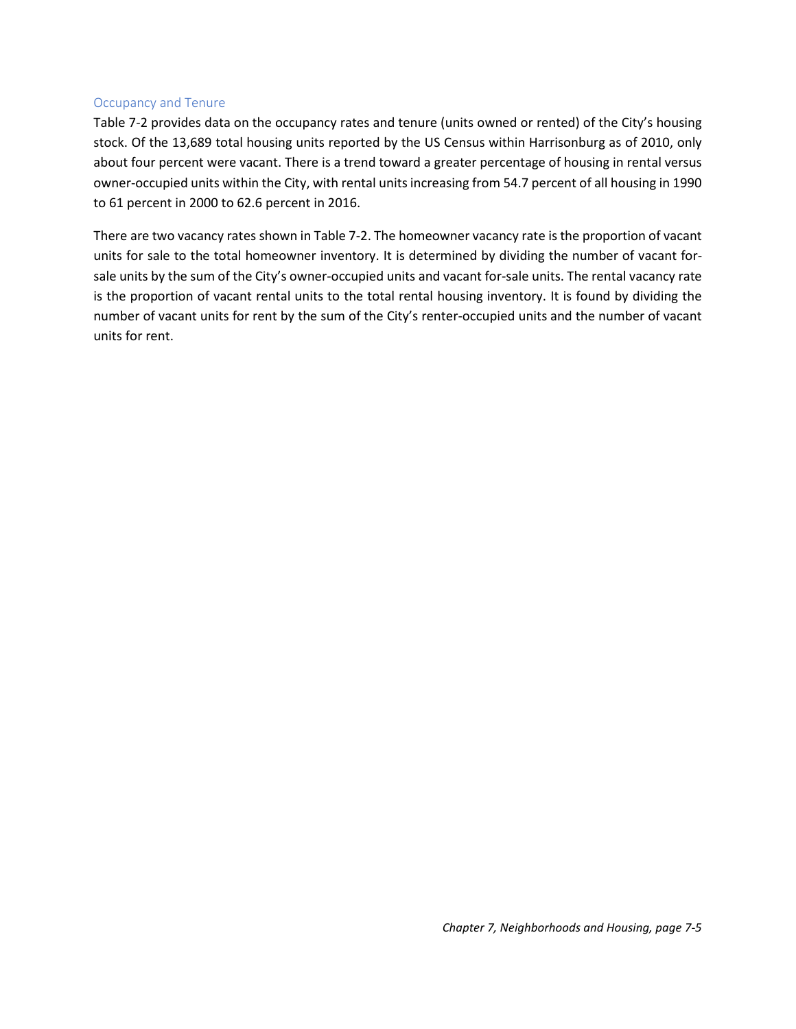### Occupancy and Tenure

Table 7-2 provides data on the occupancy rates and tenure (units owned or rented) of the City's housing stock. Of the 13,689 total housing units reported by the US Census within Harrisonburg as of 2010, only about four percent were vacant. There is a trend toward a greater percentage of housing in rental versus owner-occupied units within the City, with rental units increasing from 54.7 percent of all housing in 1990 to 61 percent in 2000 to 62.6 percent in 2016.

There are two vacancy rates shown in Table 7-2. The homeowner vacancy rate is the proportion of vacant units for sale to the total homeowner inventory. It is determined by dividing the number of vacant for-sale units by the sum of the City's owner-occupied units and vacant for-sale units. The rental vacancy rate is the proportion of vacant rental units to the total rental housing inventory. It is found by dividing the number of vacant units for rent by the sum of the City's renter-occupied units and the number of vacant units for rent.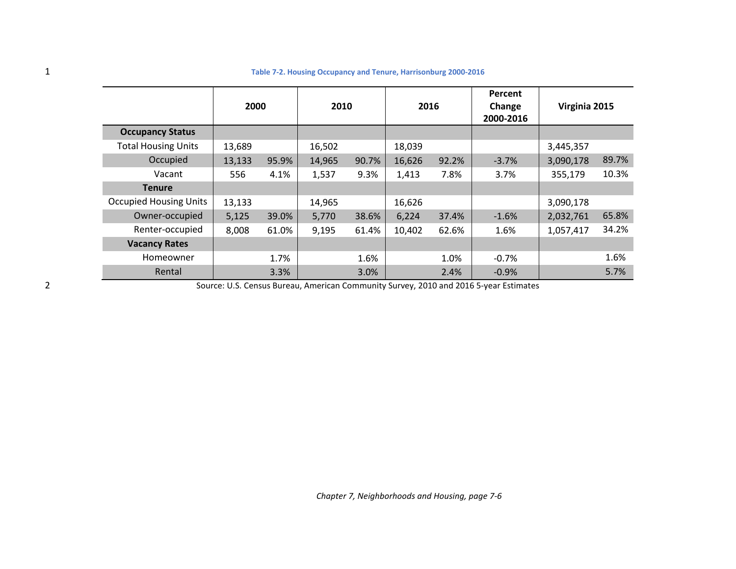**Table 7-2. Housing Occupancy and Tenure, Harrisonburg 2000-2016**

| | 2000 | | 2010 | | 2016 | | Percent Change 2000-2016 | Virginia 2015 | |
|---|---|---|---|---|---|---|---|---|---|
| **Occupancy Status** | | | | | | | | | |
| Total Housing Units | 13,689 | | 16,502 | | 18,039 | | | 3,445,357 | |
| Occupied | 13,133 | 95.9% | 14,965 | 90.7% | 16,626 | 92.2% | -3.7% | 3,090,178 | 89.7% |
| Vacant | 556 | 4.1% | 1,537 | 9.3% | 1,413 | 7.8% | 3.7% | 355,179 | 10.3% |
| **Tenure** | | | | | | | | | |
| Occupied Housing Units | 13,133 | | 14,965 | | 16,626 | | | 3,090,178 | |
| Owner-occupied | 5,125 | 39.0% | 5,770 | 38.6% | 6,224 | 37.4% | -1.6% | 2,032,761 | 65.8% |
| Renter-occupied | 8,008 | 61.0% | 9,195 | 61.4% | 10,402 | 62.6% | 1.6% | 1,057,417 | 34.2% |
| **Vacancy Rates** | | | | | | | | | |
| Homeowner | | 1.7% | | 1.6% | | 1.0% | -0.7% | | 1.6% |
| Rental | | 3.3% | | 3.0% | | 2.4% | -0.9% | | 5.7% |

Source: U.S. Census Bureau, American Community Survey, 2010 and 2016 5-year Estimates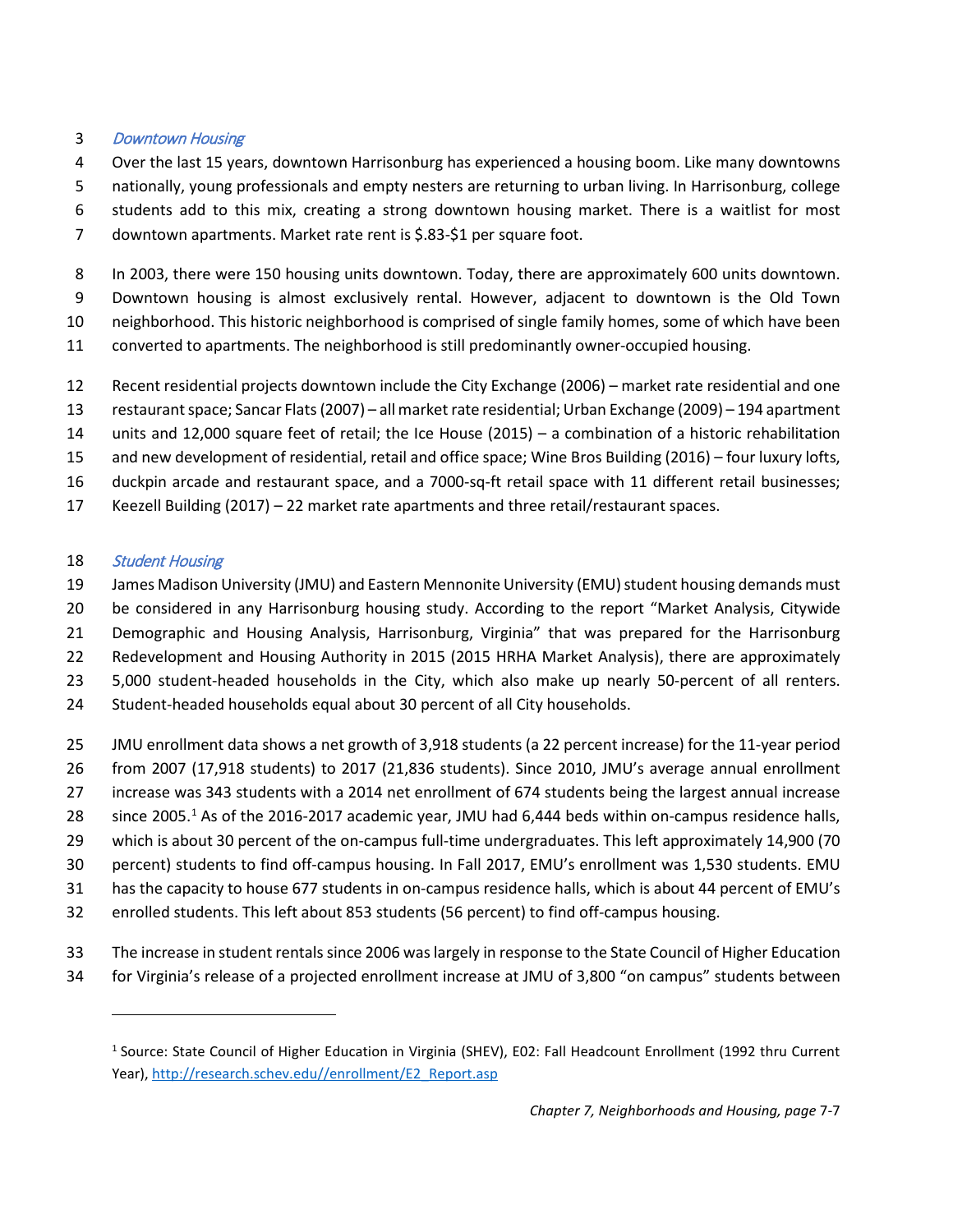### *Downtown Housing*

Over the last 15 years, downtown Harrisonburg has experienced a housing boom. Like many downtowns nationally, young professionals and empty nesters are returning to urban living. In Harrisonburg, college students add to this mix, creating a strong downtown housing market. There is a waitlist for most downtown apartments. Market rate rent is $.83-$1 per square foot.

In 2003, there were 150 housing units downtown. Today, there are approximately 600 units downtown. Downtown housing is almost exclusively rental. However, adjacent to downtown is the Old Town neighborhood. This historic neighborhood is comprised of single family homes, some of which have been converted to apartments. The neighborhood is still predominantly owner-occupied housing.

Recent residential projects downtown include the City Exchange (2006) – market rate residential and one restaurant space; Sancar Flats (2007) – all market rate residential; Urban Exchange (2009) – 194 apartment units and 12,000 square feet of retail; the Ice House (2015) – a combination of a historic rehabilitation and new development of residential, retail and office space; Wine Bros Building (2016) – four luxury lofts, duckpin arcade and restaurant space, and a 7000-sq-ft retail space with 11 different retail businesses; Keezell Building (2017) – 22 market rate apartments and three retail/restaurant spaces.

### *Student Housing*

James Madison University (JMU) and Eastern Mennonite University (EMU) student housing demands must be considered in any Harrisonburg housing study. According to the report "Market Analysis, Citywide Demographic and Housing Analysis, Harrisonburg, Virginia" that was prepared for the Harrisonburg Redevelopment and Housing Authority in 2015 (2015 HRHA Market Analysis), there are approximately 5,000 student-headed households in the City, which also make up nearly 50-percent of all renters. Student-headed households equal about 30 percent of all City households.

JMU enrollment data shows a net growth of 3,918 students (a 22 percent increase) for the 11-year period from 2007 (17,918 students) to 2017 (21,836 students). Since 2010, JMU's average annual enrollment increase was 343 students with a 2014 net enrollment of 674 students being the largest annual increase since 2005.[1] As of the 2016-2017 academic year, JMU had 6,444 beds within on-campus residence halls, which is about 30 percent of the on-campus full-time undergraduates. This left approximately 14,900 (70 percent) students to find off-campus housing. In Fall 2017, EMU's enrollment was 1,530 students. EMU has the capacity to house 677 students in on-campus residence halls, which is about 44 percent of EMU's enrolled students. This left about 853 students (56 percent) to find off-campus housing.

The increase in student rentals since 2006 was largely in response to the State Council of Higher Education for Virginia's release of a projected enrollment increase at JMU of 3,800 "on campus" students between

---

[1] Source: State Council of Higher Education in Virginia (SHEV), E02: Fall Headcount Enrollment (1992 thru Current Year), http://research.schev.edu//enrollment/E2_Report.asp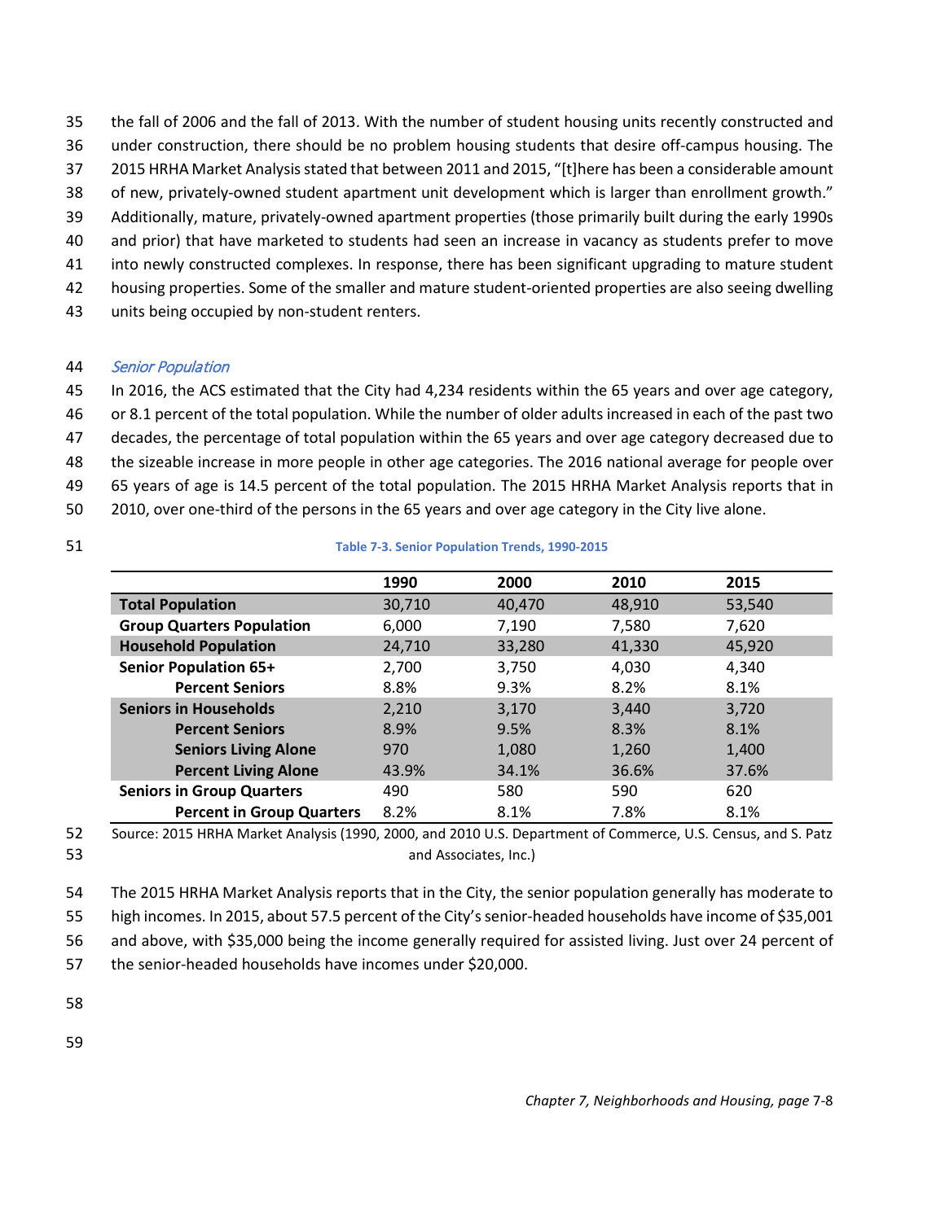the fall of 2006 and the fall of 2013. With the number of student housing units recently constructed and under construction, there should be no problem housing students that desire off-campus housing. The 2015 HRHA Market Analysis stated that between 2011 and 2015, "[t]here has been a considerable amount of new, privately-owned student apartment unit development which is larger than enrollment growth." Additionally, mature, privately-owned apartment properties (those primarily built during the early 1990s and prior) that have marketed to students had seen an increase in vacancy as students prefer to move into newly constructed complexes. In response, there has been significant upgrading to mature student housing properties. Some of the smaller and mature student-oriented properties are also seeing dwelling units being occupied by non-student renters.

### *Senior Population*

In 2016, the ACS estimated that the City had 4,234 residents within the 65 years and over age category, or 8.1 percent of the total population. While the number of older adults increased in each of the past two decades, the percentage of total population within the 65 years and over age category decreased due to the sizeable increase in more people in other age categories. The 2016 national average for people over 65 years of age is 14.5 percent of the total population. The 2015 HRHA Market Analysis reports that in 2010, over one-third of the persons in the 65 years and over age category in the City live alone.

**Table 7-3. Senior Population Trends, 1990-2015**

| | 1990 | 2000 | 2010 | 2015 |
|---|---|---|---|---|
| **Total Population** | 30,710 | 40,470 | 48,910 | 53,540 |
| **Group Quarters Population** | 6,000 | 7,190 | 7,580 | 7,620 |
| **Household Population** | 24,710 | 33,280 | 41,330 | 45,920 |
| **Senior Population 65+** | 2,700 | 3,750 | 4,030 | 4,340 |
| **Percent Seniors** | 8.8% | 9.3% | 8.2% | 8.1% |
| **Seniors in Households** | 2,210 | 3,170 | 3,440 | 3,720 |
| **Percent Seniors** | 8.9% | 9.5% | 8.3% | 8.1% |
| **Seniors Living Alone** | 970 | 1,080 | 1,260 | 1,400 |
| **Percent Living Alone** | 43.9% | 34.1% | 36.6% | 37.6% |
| **Seniors in Group Quarters** | 490 | 580 | 590 | 620 |
| **Percent in Group Quarters** | 8.2% | 8.1% | 7.8% | 8.1% |

Source: 2015 HRHA Market Analysis (1990, 2000, and 2010 U.S. Department of Commerce, U.S. Census, and S. Patz and Associates, Inc.)

The 2015 HRHA Market Analysis reports that in the City, the senior population generally has moderate to high incomes. In 2015, about 57.5 percent of the City's senior-headed households have income of $35,001 and above, with $35,000 being the income generally required for assisted living. Just over 24 percent of the senior-headed households have incomes under $20,000.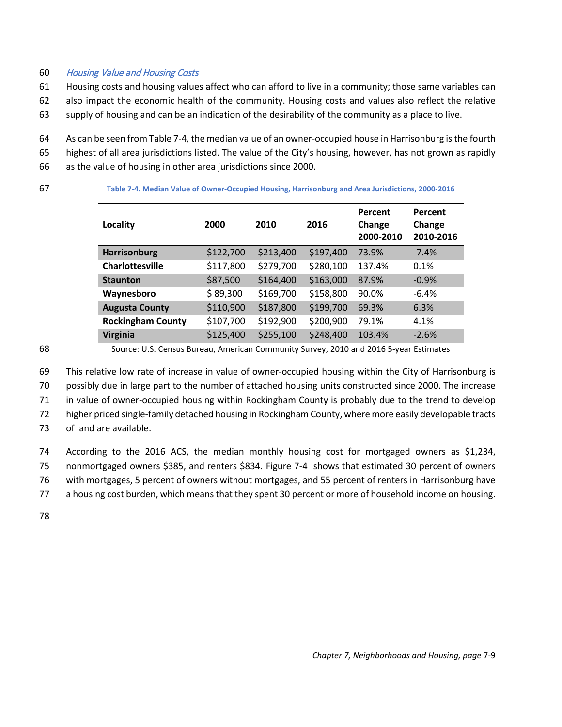### *Housing Value and Housing Costs*

Housing costs and housing values affect who can afford to live in a community; those same variables can also impact the economic health of the community. Housing costs and values also reflect the relative supply of housing and can be an indication of the desirability of the community as a place to live.

As can be seen from Table 7-4, the median value of an owner-occupied house in Harrisonburg is the fourth highest of all area jurisdictions listed. The value of the City's housing, however, has not grown as rapidly as the value of housing in other area jurisdictions since 2000.

**Table 7-4. Median Value of Owner-Occupied Housing, Harrisonburg and Area Jurisdictions, 2000-2016**

| Locality | 2000 | 2010 | 2016 | Percent Change 2000-2010 | Percent Change 2010-2016 |
|---|---|---|---|---|---|
| **Harrisonburg** | $122,700 | $213,400 | $197,400 | 73.9% | -7.4% |
| **Charlottesville** | $117,800 | $279,700 | $280,100 | 137.4% | 0.1% |
| **Staunton** | $87,500 | $164,400 | $163,000 | 87.9% | -0.9% |
| **Waynesboro** | $ 89,300 | $169,700 | $158,800 | 90.0% | -6.4% |
| **Augusta County** | $110,900 | $187,800 | $199,700 | 69.3% | 6.3% |
| **Rockingham County** | $107,700 | $192,900 | $200,900 | 79.1% | 4.1% |
| **Virginia** | $125,400 | $255,100 | $248,400 | 103.4% | -2.6% |

Source: U.S. Census Bureau, American Community Survey, 2010 and 2016 5-year Estimates

This relative low rate of increase in value of owner-occupied housing within the City of Harrisonburg is possibly due in large part to the number of attached housing units constructed since 2000. The increase in value of owner-occupied housing within Rockingham County is probably due to the trend to develop higher priced single-family detached housing in Rockingham County, where more easily developable tracts of land are available.

According to the 2016 ACS, the median monthly housing cost for mortgaged owners as $1,234, nonmortgaged owners $385, and renters $834. Figure 7-4 shows that estimated 30 percent of owners with mortgages, 5 percent of owners without mortgages, and 55 percent of renters in Harrisonburg have a housing cost burden, which means that they spent 30 percent or more of household income on housing.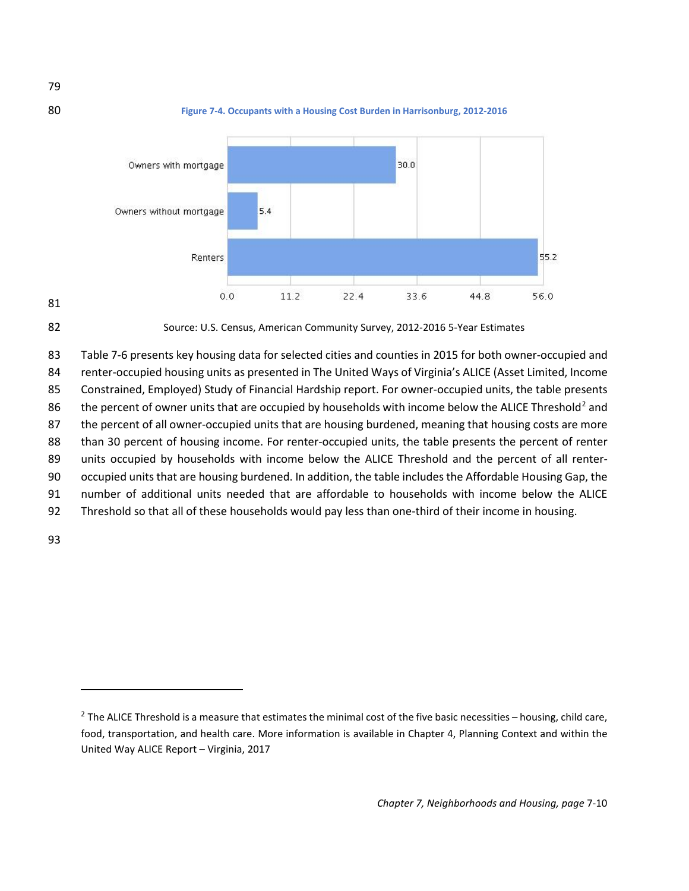**Figure 7-4. Occupants with a Housing Cost Burden in Harrisonburg, 2012-2016**

| Category | Percent |
|---|---|
| Owners with mortgage | 30.0 |
| Owners without mortgage | 5.4 |
| Renters | 55.2 |

Source: U.S. Census, American Community Survey, 2012-2016 5-Year Estimates

Table 7-6 presents key housing data for selected cities and counties in 2015 for both owner-occupied and renter-occupied housing units as presented in The United Ways of Virginia's ALICE (Asset Limited, Income Constrained, Employed) Study of Financial Hardship report. For owner-occupied units, the table presents the percent of owner units that are occupied by households with income below the ALICE Threshold[2] and the percent of all owner-occupied units that are housing burdened, meaning that housing costs are more than 30 percent of housing income. For renter-occupied units, the table presents the percent of renter units occupied by households with income below the ALICE Threshold and the percent of all renter-occupied units that are housing burdened. In addition, the table includes the Affordable Housing Gap, the number of additional units needed that are affordable to households with income below the ALICE Threshold so that all of these households would pay less than one-third of their income in housing.

---

[2] The ALICE Threshold is a measure that estimates the minimal cost of the five basic necessities – housing, child care, food, transportation, and health care. More information is available in Chapter 4, Planning Context and within the United Way ALICE Report – Virginia, 2017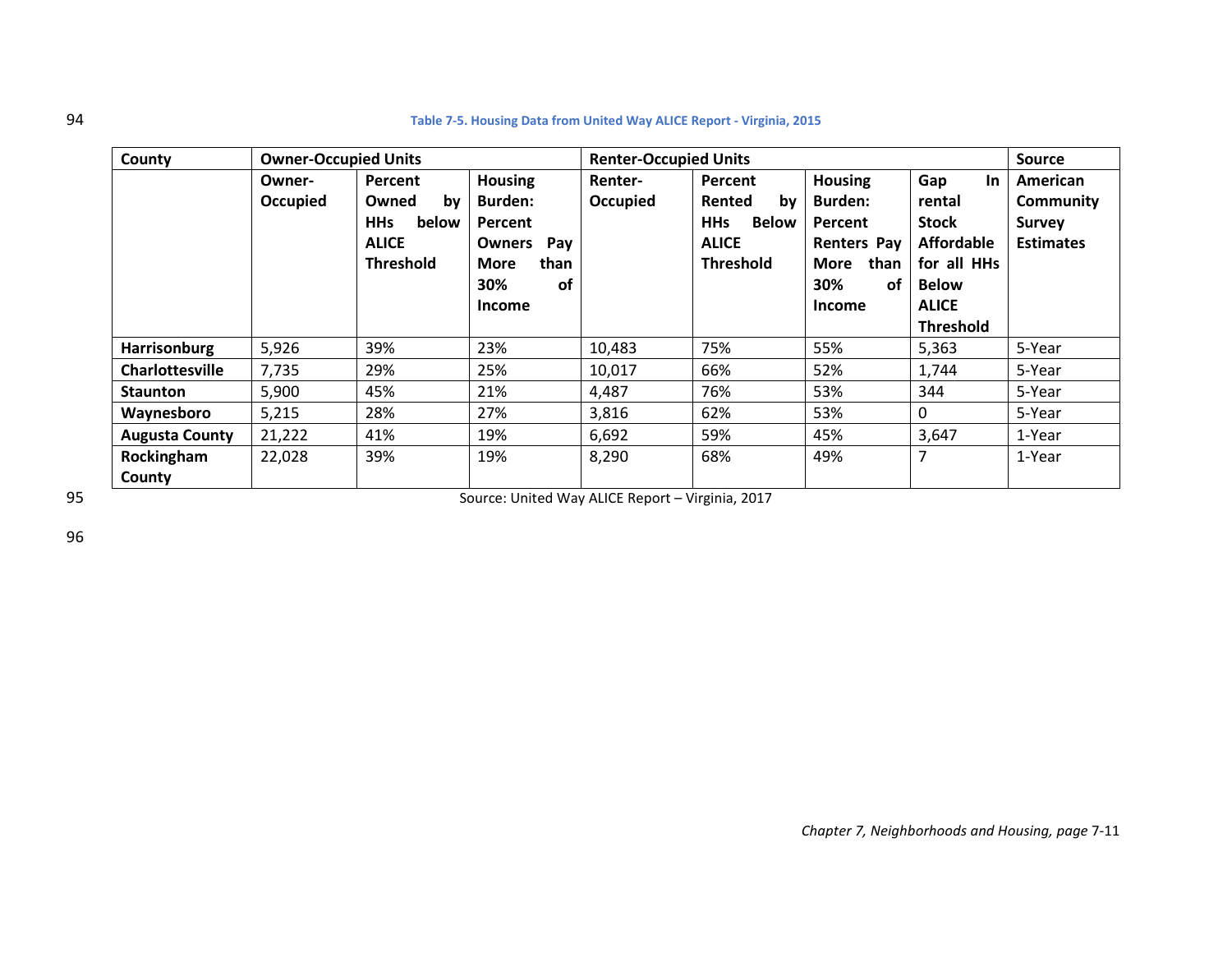**Table 7-5. Housing Data from United Way ALICE Report - Virginia, 2015**

| County | Owner-Occupied Units | | | Renter-Occupied Units | | | | Source |
|---|---|---|---|---|---|---|---|---|
| | Owner-Occupied | Percent Owned by HHs below ALICE Threshold | Housing Burden: Percent Owners Pay More than 30% of Income | Renter-Occupied | Percent Rented by HHs Below ALICE Threshold | Housing Burden: Percent Renters Pay More than 30% of Income | Gap In rental Stock Affordable for all HHs Below ALICE Threshold | American Community Survey Estimates |
| **Harrisonburg** | 5,926 | 39% | 23% | 10,483 | 75% | 55% | 5,363 | 5-Year |
| **Charlottesville** | 7,735 | 29% | 25% | 10,017 | 66% | 52% | 1,744 | 5-Year |
| **Staunton** | 5,900 | 45% | 21% | 4,487 | 76% | 53% | 344 | 5-Year |
| **Waynesboro** | 5,215 | 28% | 27% | 3,816 | 62% | 53% | 0 | 5-Year |
| **Augusta County** | 21,222 | 41% | 19% | 6,692 | 59% | 45% | 3,647 | 1-Year |
| **Rockingham County** | 22,028 | 39% | 19% | 8,290 | 68% | 49% | 7 | 1-Year |

Source: United Way ALICE Report – Virginia, 2017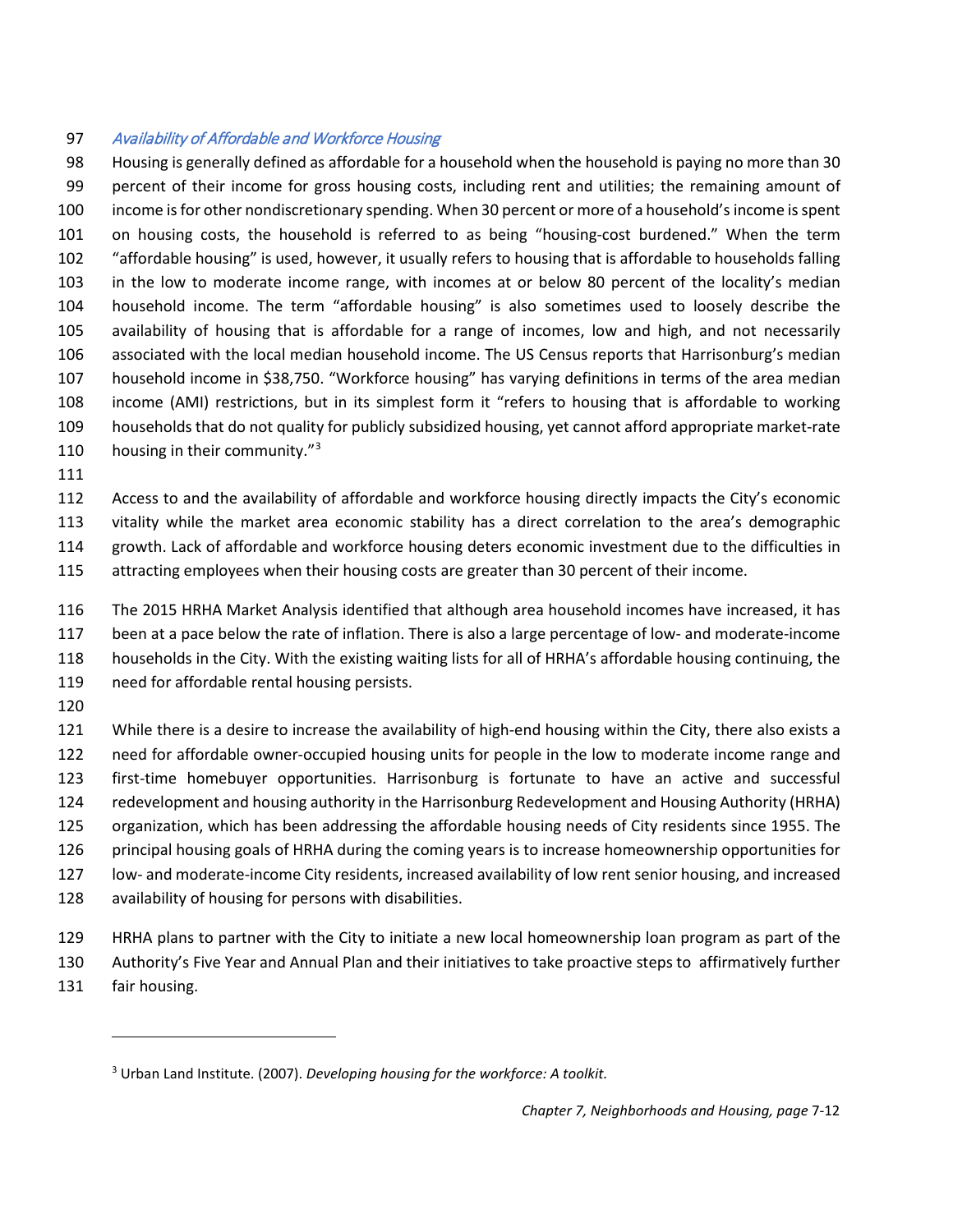### *Availability of Affordable and Workforce Housing*

Housing is generally defined as affordable for a household when the household is paying no more than 30 percent of their income for gross housing costs, including rent and utilities; the remaining amount of income is for other nondiscretionary spending. When 30 percent or more of a household's income is spent on housing costs, the household is referred to as being "housing-cost burdened." When the term "affordable housing" is used, however, it usually refers to housing that is affordable to households falling in the low to moderate income range, with incomes at or below 80 percent of the locality's median household income. The term "affordable housing" is also sometimes used to loosely describe the availability of housing that is affordable for a range of incomes, low and high, and not necessarily associated with the local median household income. The US Census reports that Harrisonburg's median household income in $38,750. "Workforce housing" has varying definitions in terms of the area median income (AMI) restrictions, but in its simplest form it "refers to housing that is affordable to working households that do not quality for publicly subsidized housing, yet cannot afford appropriate market-rate housing in their community."[3]

Access to and the availability of affordable and workforce housing directly impacts the City's economic vitality while the market area economic stability has a direct correlation to the area's demographic growth. Lack of affordable and workforce housing deters economic investment due to the difficulties in attracting employees when their housing costs are greater than 30 percent of their income.

The 2015 HRHA Market Analysis identified that although area household incomes have increased, it has been at a pace below the rate of inflation. There is also a large percentage of low- and moderate-income households in the City. With the existing waiting lists for all of HRHA's affordable housing continuing, the need for affordable rental housing persists.

While there is a desire to increase the availability of high-end housing within the City, there also exists a need for affordable owner-occupied housing units for people in the low to moderate income range and first-time homebuyer opportunities. Harrisonburg is fortunate to have an active and successful redevelopment and housing authority in the Harrisonburg Redevelopment and Housing Authority (HRHA) organization, which has been addressing the affordable housing needs of City residents since 1955. The principal housing goals of HRHA during the coming years is to increase homeownership opportunities for low- and moderate-income City residents, increased availability of low rent senior housing, and increased availability of housing for persons with disabilities.

HRHA plans to partner with the City to initiate a new local homeownership loan program as part of the Authority's Five Year and Annual Plan and their initiatives to take proactive steps to affirmatively further fair housing.

---

[3] Urban Land Institute. (2007). *Developing housing for the workforce: A toolkit.*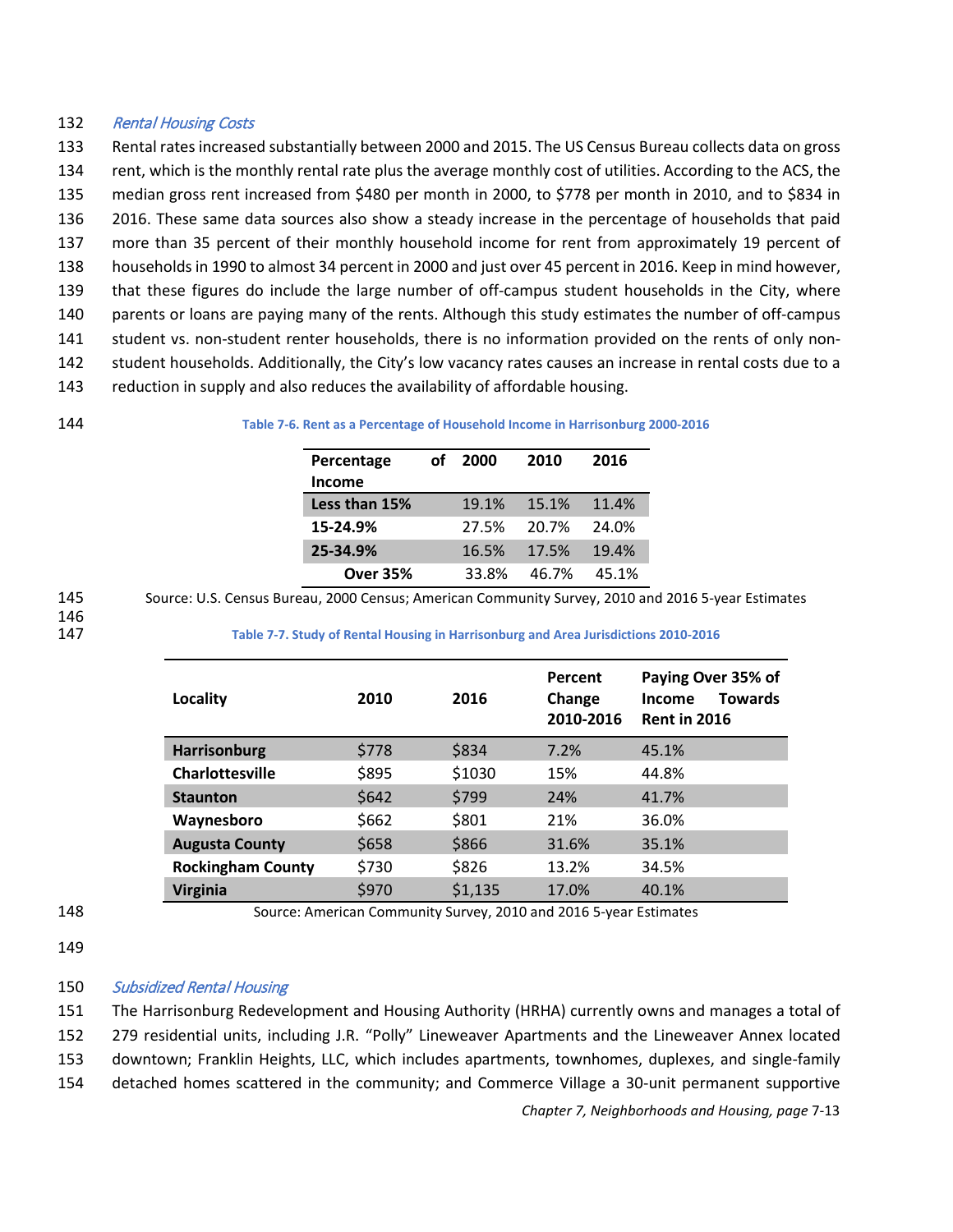*Rental Housing Costs*

Rental rates increased substantially between 2000 and 2015. The US Census Bureau collects data on gross rent, which is the monthly rental rate plus the average monthly cost of utilities. According to the ACS, the median gross rent increased from $480 per month in 2000, to $778 per month in 2010, and to $834 in 2016. These same data sources also show a steady increase in the percentage of households that paid more than 35 percent of their monthly household income for rent from approximately 19 percent of households in 1990 to almost 34 percent in 2000 and just over 45 percent in 2016. Keep in mind however, that these figures do include the large number of off-campus student households in the City, where parents or loans are paying many of the rents. Although this study estimates the number of off-campus student vs. non-student renter households, there is no information provided on the rents of only non-student households. Additionally, the City's low vacancy rates causes an increase in rental costs due to a reduction in supply and also reduces the availability of affordable housing.

**Table 7-6. Rent as a Percentage of Household Income in Harrisonburg 2000-2016**

| Percentage of Income | 2000 | 2010 | 2016 |
|---|---|---|---|
| **Less than 15%** | 19.1% | 15.1% | 11.4% |
| **15-24.9%** | 27.5% | 20.7% | 24.0% |
| **25-34.9%** | 16.5% | 17.5% | 19.4% |
| **Over 35%** | 33.8% | 46.7% | 45.1% |

Source: U.S. Census Bureau, 2000 Census; American Community Survey, 2010 and 2016 5-year Estimates

**Table 7-7. Study of Rental Housing in Harrisonburg and Area Jurisdictions 2010-2016**

| Locality | 2010 | 2016 | Percent Change 2010-2016 | Paying Over 35% of Income Towards Rent in 2016 |
|---|---|---|---|---|
| **Harrisonburg** | $778 | $834 | 7.2% | 45.1% |
| **Charlottesville** | $895 | $1030 | 15% | 44.8% |
| **Staunton** | $642 | $799 | 24% | 41.7% |
| **Waynesboro** | $662 | $801 | 21% | 36.0% |
| **Augusta County** | $658 | $866 | 31.6% | 35.1% |
| **Rockingham County** | $730 | $826 | 13.2% | 34.5% |
| **Virginia** | $970 | $1,135 | 17.0% | 40.1% |

Source: American Community Survey, 2010 and 2016 5-year Estimates

*Subsidized Rental Housing*

The Harrisonburg Redevelopment and Housing Authority (HRHA) currently owns and manages a total of 279 residential units, including J.R. "Polly" Lineweaver Apartments and the Lineweaver Annex located downtown; Franklin Heights, LLC, which includes apartments, townhomes, duplexes, and single-family detached homes scattered in the community; and Commerce Village a 30-unit permanent supportive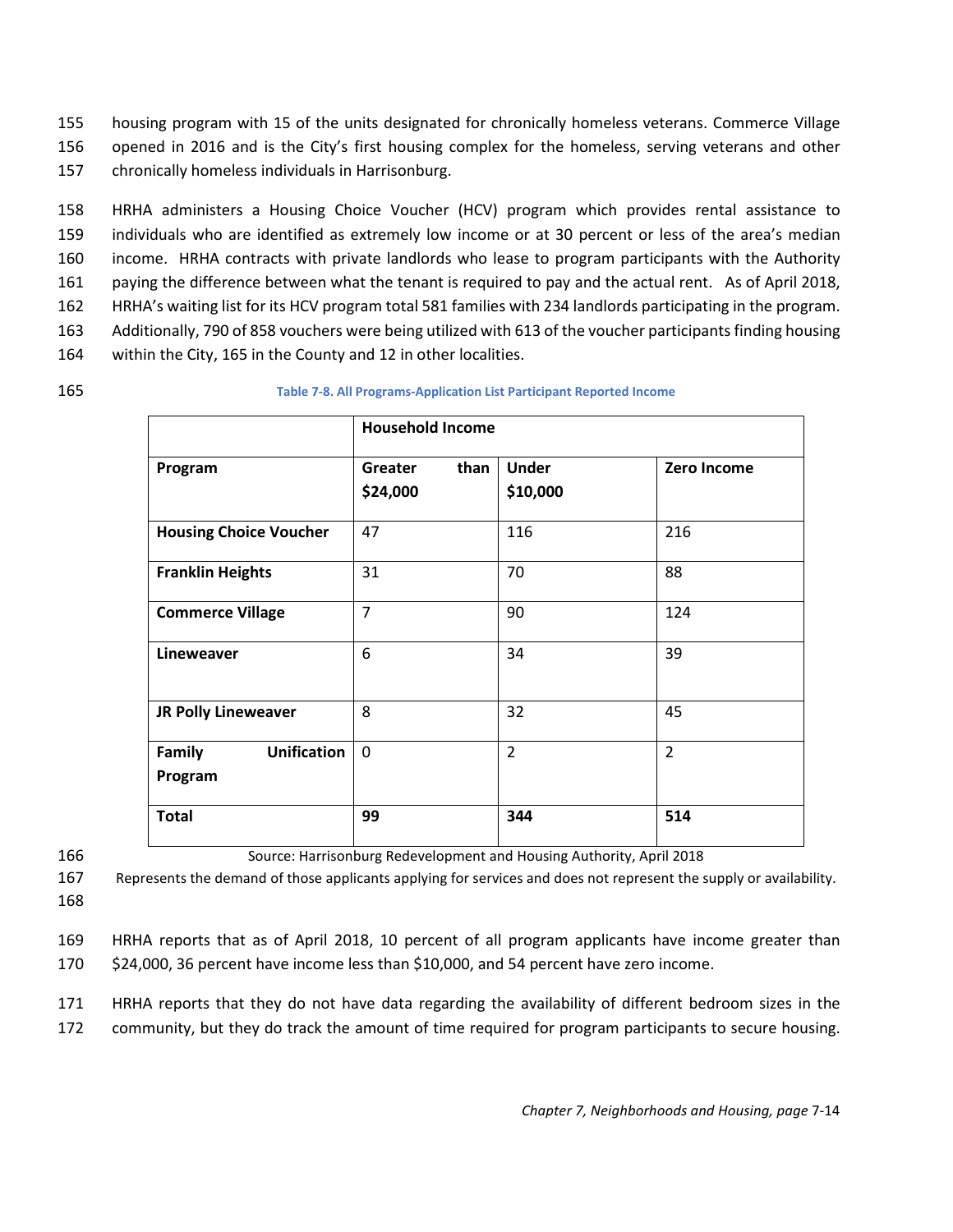housing program with 15 of the units designated for chronically homeless veterans. Commerce Village opened in 2016 and is the City's first housing complex for the homeless, serving veterans and other chronically homeless individuals in Harrisonburg.

HRHA administers a Housing Choice Voucher (HCV) program which provides rental assistance to individuals who are identified as extremely low income or at 30 percent or less of the area's median income. HRHA contracts with private landlords who lease to program participants with the Authority paying the difference between what the tenant is required to pay and the actual rent. As of April 2018, HRHA's waiting list for its HCV program total 581 families with 234 landlords participating in the program. Additionally, 790 of 858 vouchers were being utilized with 613 of the voucher participants finding housing within the City, 165 in the County and 12 in other localities.

**Table 7-8. All Programs-Application List Participant Reported Income**

| | **Household Income** | | |
|---|---|---|---|
| **Program** | **Greater than $24,000** | **Under $10,000** | **Zero Income** |
| **Housing Choice Voucher** | 47 | 116 | 216 |
| **Franklin Heights** | 31 | 70 | 88 |
| **Commerce Village** | 7 | 90 | 124 |
| **Lineweaver** | 6 | 34 | 39 |
| **JR Polly Lineweaver** | 8 | 32 | 45 |
| **Family Unification Program** | 0 | 2 | 2 |
| **Total** | **99** | **344** | **514** |

Source: Harrisonburg Redevelopment and Housing Authority, April 2018

Represents the demand of those applicants applying for services and does not represent the supply or availability.

HRHA reports that as of April 2018, 10 percent of all program applicants have income greater than $24,000, 36 percent have income less than $10,000, and 54 percent have zero income.

HRHA reports that they do not have data regarding the availability of different bedroom sizes in the community, but they do track the amount of time required for program participants to secure housing.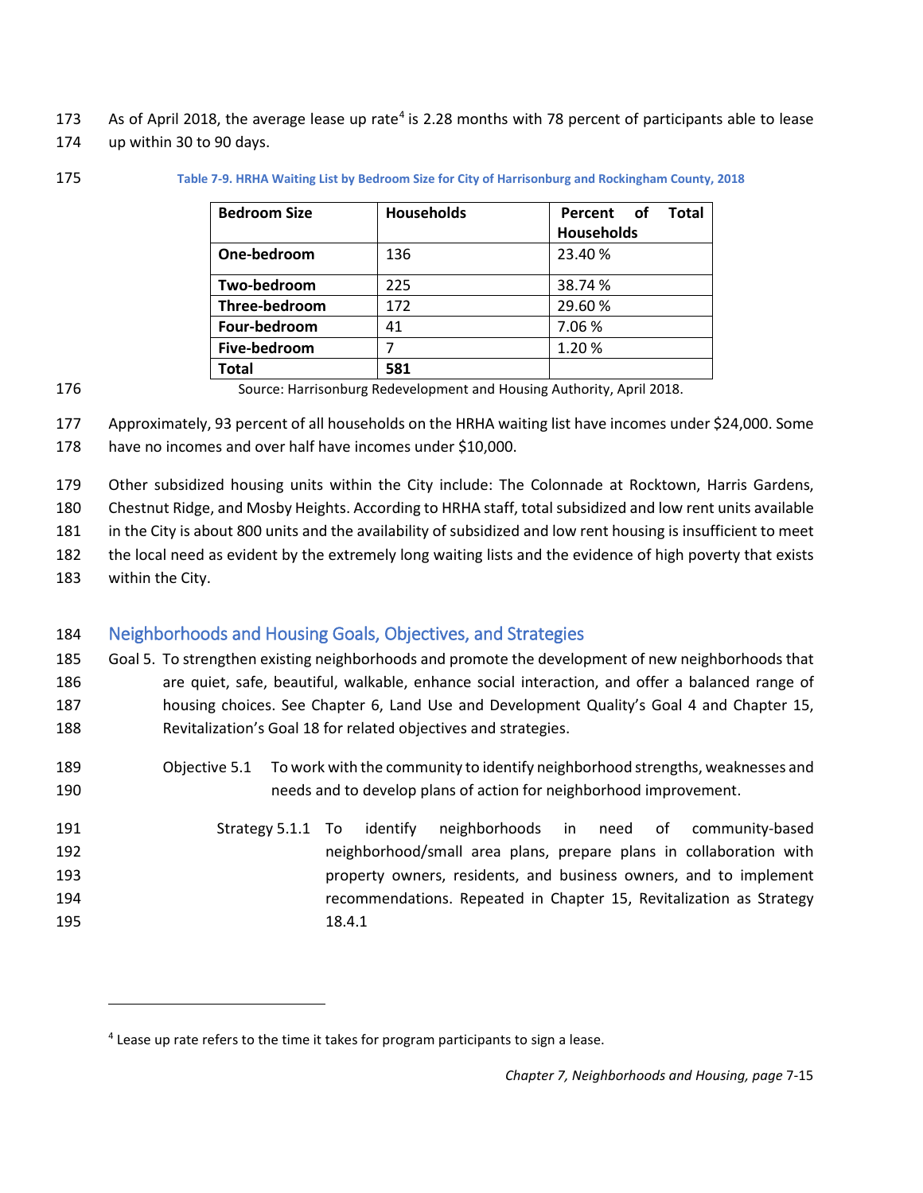As of April 2018, the average lease up rate[4] is 2.28 months with 78 percent of participants able to lease up within 30 to 90 days.

**Table 7-9. HRHA Waiting List by Bedroom Size for City of Harrisonburg and Rockingham County, 2018**

| Bedroom Size | Households | Percent of Total Households |
|---|---|---|
| **One-bedroom** | 136 | 23.40 % |
| **Two-bedroom** | 225 | 38.74 % |
| **Three-bedroom** | 172 | 29.60 % |
| **Four-bedroom** | 41 | 7.06 % |
| **Five-bedroom** | 7 | 1.20 % |
| **Total** | **581** | |

Source: Harrisonburg Redevelopment and Housing Authority, April 2018.

Approximately, 93 percent of all households on the HRHA waiting list have incomes under $24,000. Some have no incomes and over half have incomes under $10,000.

Other subsidized housing units within the City include: The Colonnade at Rocktown, Harris Gardens, Chestnut Ridge, and Mosby Heights. According to HRHA staff, total subsidized and low rent units available in the City is about 800 units and the availability of subsidized and low rent housing is insufficient to meet the local need as evident by the extremely long waiting lists and the evidence of high poverty that exists within the City.

## Neighborhoods and Housing Goals, Objectives, and Strategies

Goal 5. To strengthen existing neighborhoods and promote the development of new neighborhoods that are quiet, safe, beautiful, walkable, enhance social interaction, and offer a balanced range of housing choices. See Chapter 6, Land Use and Development Quality's Goal 4 and Chapter 15, Revitalization's Goal 18 for related objectives and strategies.

Objective 5.1 To work with the community to identify neighborhood strengths, weaknesses and needs and to develop plans of action for neighborhood improvement.

Strategy 5.1.1 To identify neighborhoods in need of community-based neighborhood/small area plans, prepare plans in collaboration with property owners, residents, and business owners, and to implement recommendations. Repeated in Chapter 15, Revitalization as Strategy 18.4.1

---

[4] Lease up rate refers to the time it takes for program participants to sign a lease.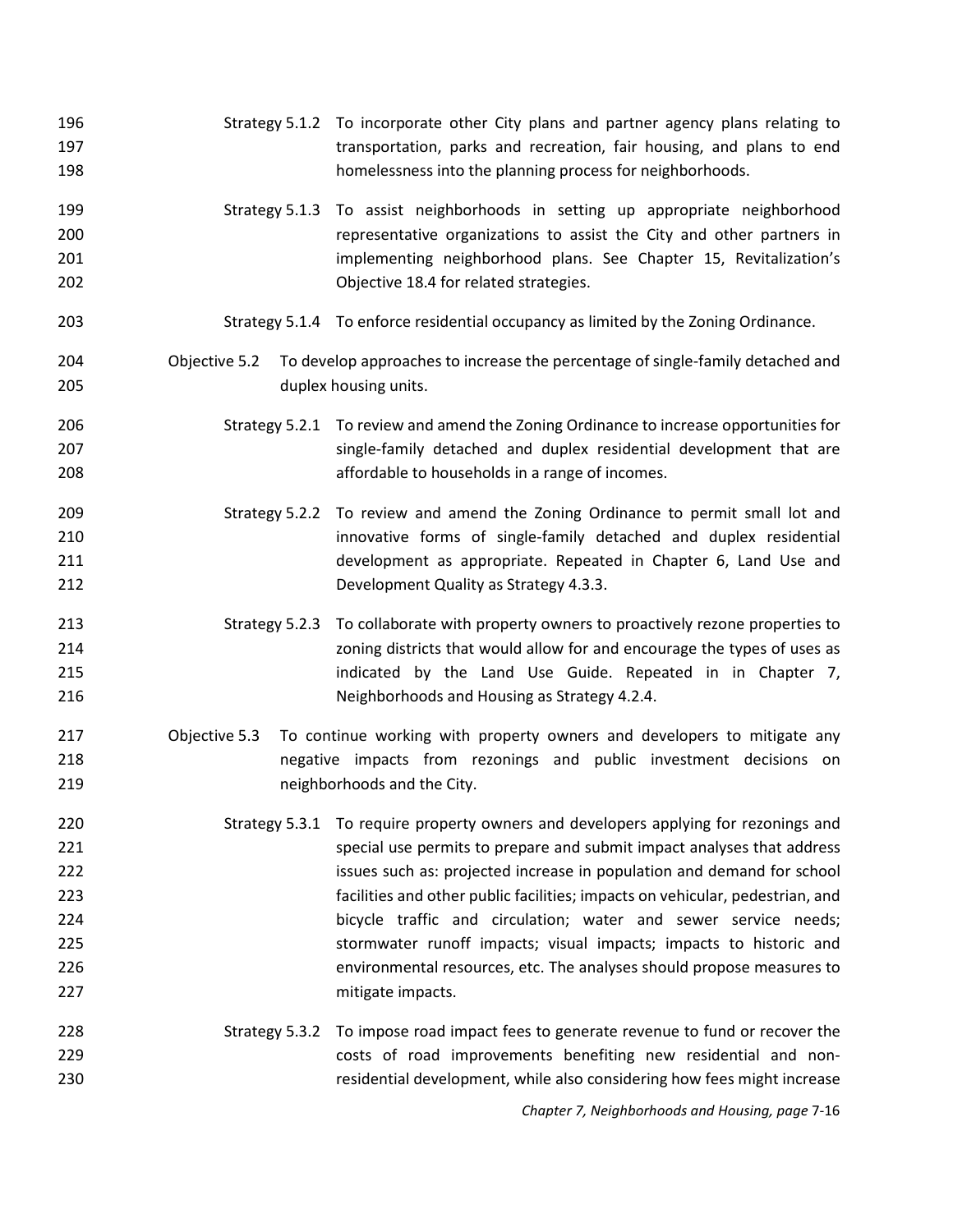Strategy 5.1.2 To incorporate other City plans and partner agency plans relating to transportation, parks and recreation, fair housing, and plans to end homelessness into the planning process for neighborhoods.

Strategy 5.1.3 To assist neighborhoods in setting up appropriate neighborhood representative organizations to assist the City and other partners in implementing neighborhood plans. See Chapter 15, Revitalization's Objective 18.4 for related strategies.

Strategy 5.1.4 To enforce residential occupancy as limited by the Zoning Ordinance.

Objective 5.2 To develop approaches to increase the percentage of single-family detached and duplex housing units.

Strategy 5.2.1 To review and amend the Zoning Ordinance to increase opportunities for single-family detached and duplex residential development that are affordable to households in a range of incomes.

Strategy 5.2.2 To review and amend the Zoning Ordinance to permit small lot and innovative forms of single-family detached and duplex residential development as appropriate. Repeated in Chapter 6, Land Use and Development Quality as Strategy 4.3.3.

Strategy 5.2.3 To collaborate with property owners to proactively rezone properties to zoning districts that would allow for and encourage the types of uses as indicated by the Land Use Guide. Repeated in in Chapter 7, Neighborhoods and Housing as Strategy 4.2.4.

Objective 5.3 To continue working with property owners and developers to mitigate any negative impacts from rezonings and public investment decisions on neighborhoods and the City.

Strategy 5.3.1 To require property owners and developers applying for rezonings and special use permits to prepare and submit impact analyses that address issues such as: projected increase in population and demand for school facilities and other public facilities; impacts on vehicular, pedestrian, and bicycle traffic and circulation; water and sewer service needs; stormwater runoff impacts; visual impacts; impacts to historic and environmental resources, etc. The analyses should propose measures to mitigate impacts.

Strategy 5.3.2 To impose road impact fees to generate revenue to fund or recover the costs of road improvements benefiting new residential and non-residential development, while also considering how fees might increase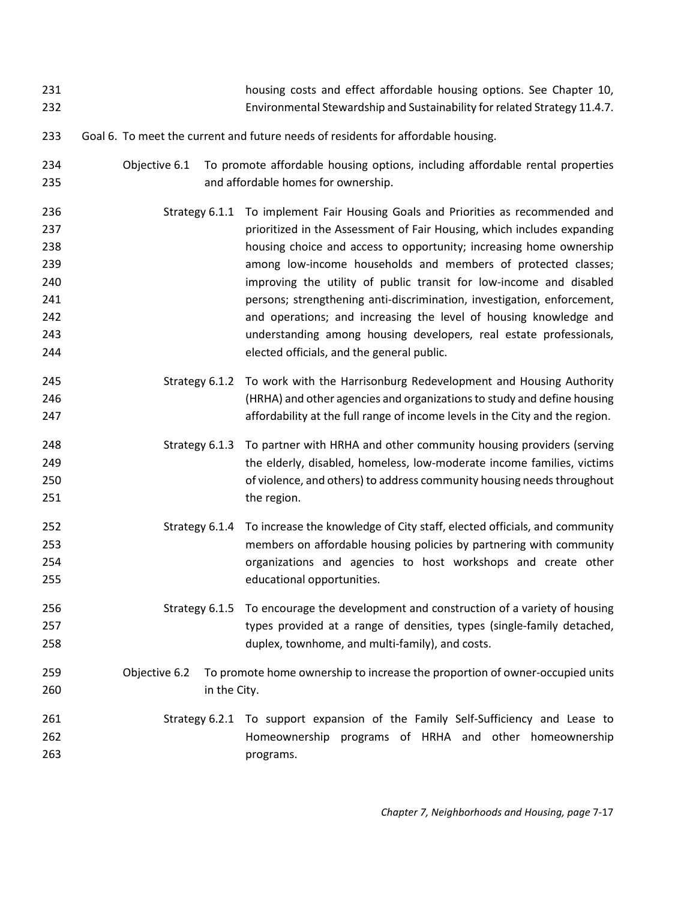housing costs and effect affordable housing options. See Chapter 10, Environmental Stewardship and Sustainability for related Strategy 11.4.7.

Goal 6. To meet the current and future needs of residents for affordable housing.

Objective 6.1 To promote affordable housing options, including affordable rental properties and affordable homes for ownership.

Strategy 6.1.1 To implement Fair Housing Goals and Priorities as recommended and prioritized in the Assessment of Fair Housing, which includes expanding housing choice and access to opportunity; increasing home ownership among low-income households and members of protected classes; improving the utility of public transit for low-income and disabled persons; strengthening anti-discrimination, investigation, enforcement, and operations; and increasing the level of housing knowledge and understanding among housing developers, real estate professionals, elected officials, and the general public.

Strategy 6.1.2 To work with the Harrisonburg Redevelopment and Housing Authority (HRHA) and other agencies and organizations to study and define housing affordability at the full range of income levels in the City and the region.

Strategy 6.1.3 To partner with HRHA and other community housing providers (serving the elderly, disabled, homeless, low-moderate income families, victims of violence, and others) to address community housing needs throughout the region.

Strategy 6.1.4 To increase the knowledge of City staff, elected officials, and community members on affordable housing policies by partnering with community organizations and agencies to host workshops and create other educational opportunities.

Strategy 6.1.5 To encourage the development and construction of a variety of housing types provided at a range of densities, types (single-family detached, duplex, townhome, and multi-family), and costs.

Objective 6.2 To promote home ownership to increase the proportion of owner-occupied units in the City.

Strategy 6.2.1 To support expansion of the Family Self-Sufficiency and Lease to Homeownership programs of HRHA and other homeownership programs.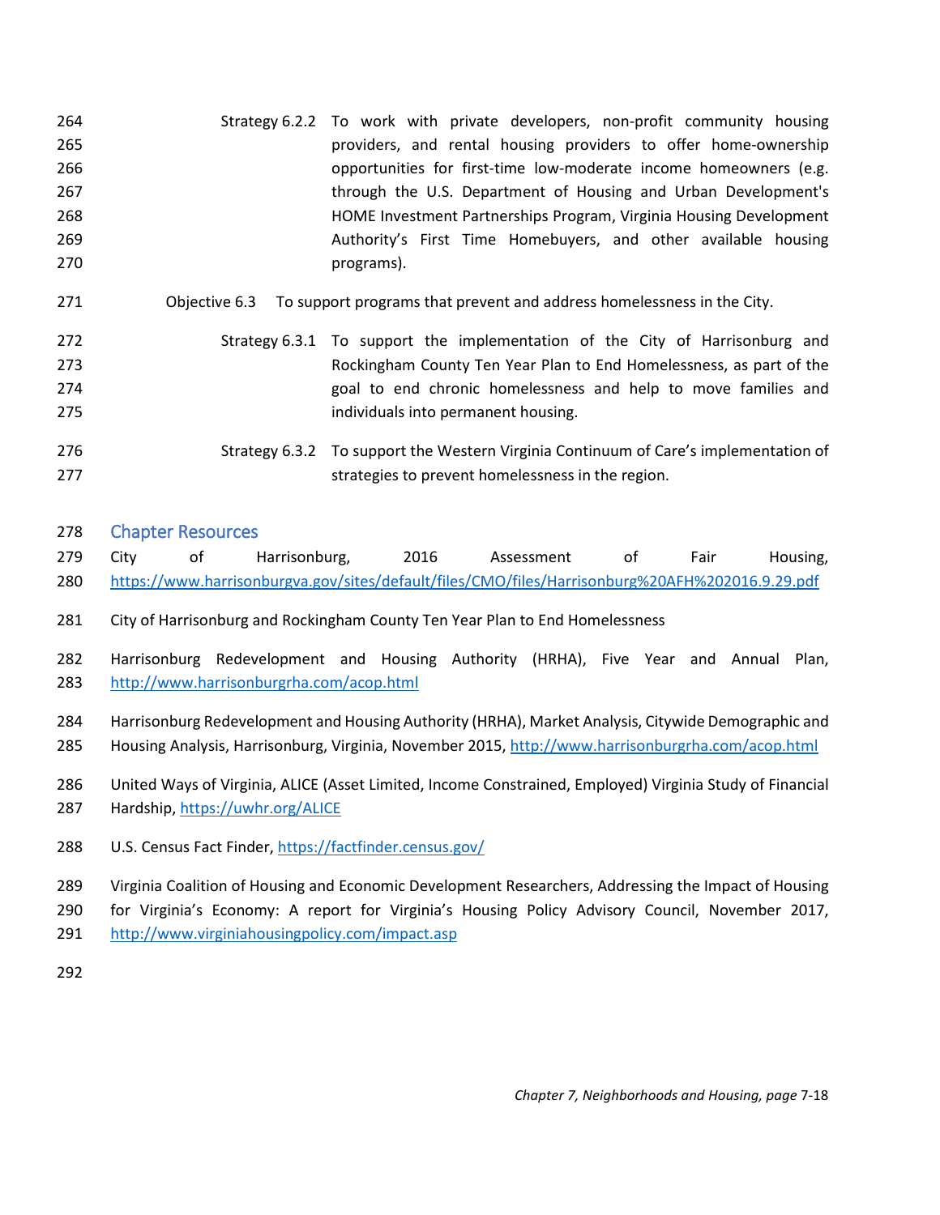Strategy 6.2.2 To work with private developers, non-profit community housing providers, and rental housing providers to offer home-ownership opportunities for first-time low-moderate income homeowners (e.g. through the U.S. Department of Housing and Urban Development's HOME Investment Partnerships Program, Virginia Housing Development Authority's First Time Homebuyers, and other available housing programs).

Objective 6.3 To support programs that prevent and address homelessness in the City.

Strategy 6.3.1 To support the implementation of the City of Harrisonburg and Rockingham County Ten Year Plan to End Homelessness, as part of the goal to end chronic homelessness and help to move families and individuals into permanent housing.

Strategy 6.3.2 To support the Western Virginia Continuum of Care's implementation of strategies to prevent homelessness in the region.

## Chapter Resources

City of Harrisonburg, 2016 Assessment of Fair Housing, https://www.harrisonburgva.gov/sites/default/files/CMO/files/Harrisonburg%20AFH%202016.9.29.pdf

City of Harrisonburg and Rockingham County Ten Year Plan to End Homelessness

Harrisonburg Redevelopment and Housing Authority (HRHA), Five Year and Annual Plan, http://www.harrisonburgrha.com/acop.html

Harrisonburg Redevelopment and Housing Authority (HRHA), Market Analysis, Citywide Demographic and Housing Analysis, Harrisonburg, Virginia, November 2015, http://www.harrisonburgrha.com/acop.html

United Ways of Virginia, ALICE (Asset Limited, Income Constrained, Employed) Virginia Study of Financial Hardship, https://uwhr.org/ALICE

U.S. Census Fact Finder, https://factfinder.census.gov/

Virginia Coalition of Housing and Economic Development Researchers, Addressing the Impact of Housing for Virginia's Economy: A report for Virginia's Housing Policy Advisory Council, November 2017, http://www.virginiahousingpolicy.com/impact.asp